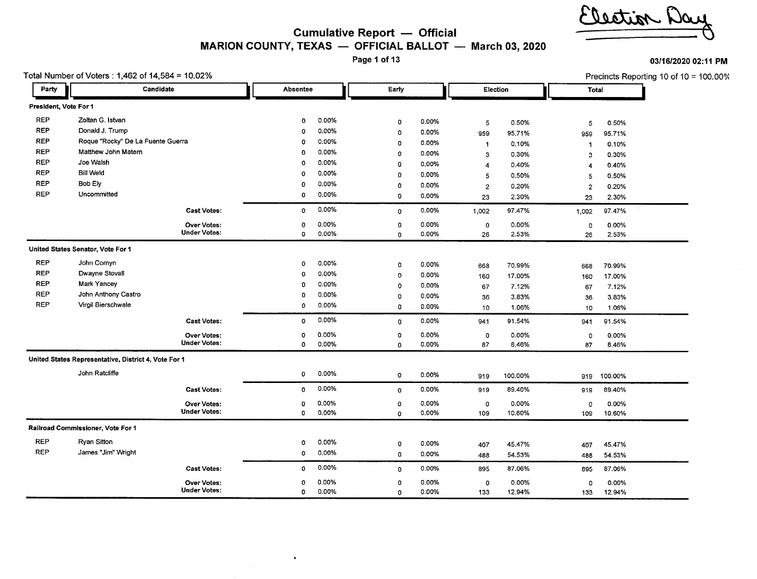Election Day

# Cumulative Report — Official

## MARION COUNTY, TEXAS — OFFICIAL BALLOT — March 03, 2020

03/16/2020 02:11 PM

Total Number of Voters : 1,462 of 14,584 = 10.02%

Precincts Reporting 10 of 10 = 100.00%

| Party | Candidate | Absentee | | Early | | Election | | Total | |
|---|---|---|---|---|---|---|---|---|---|
| **President, Vote For 1** | | | | | | | | | |
| REP | Zoltan G. Istvan | 0 | 0.00% | 0 | 0.00% | 5 | 0.50% | 5 | 0.50% |
| REP | Donald J. Trump | 0 | 0.00% | 0 | 0.00% | 959 | 95.71% | 959 | 95.71% |
| REP | Roque "Rocky" De La Fuente Guerra | 0 | 0.00% | 0 | 0.00% | 1 | 0.10% | 1 | 0.10% |
| REP | Matthew John Matern | 0 | 0.00% | 0 | 0.00% | 3 | 0.30% | 3 | 0.30% |
| REP | Joe Walsh | 0 | 0.00% | 0 | 0.00% | 4 | 0.40% | 4 | 0.40% |
| REP | Bill Weld | 0 | 0.00% | 0 | 0.00% | 5 | 0.50% | 5 | 0.50% |
| REP | Bob Ely | 0 | 0.00% | 0 | 0.00% | 2 | 0.20% | 2 | 0.20% |
| REP | Uncommitted | 0 | 0.00% | 0 | 0.00% | 23 | 2.30% | 23 | 2.30% |
| | **Cast Votes:** | 0 | 0.00% | 0 | 0.00% | 1,002 | 97.47% | 1,002 | 97.47% |
| | **Over Votes:** | 0 | 0.00% | 0 | 0.00% | 0 | 0.00% | 0 | 0.00% |
| | **Under Votes:** | 0 | 0.00% | 0 | 0.00% | 26 | 2.53% | 26 | 2.53% |
| **United States Senator, Vote For 1** | | | | | | | | | |
| REP | John Cornyn | 0 | 0.00% | 0 | 0.00% | 668 | 70.99% | 668 | 70.99% |
| REP | Dwayne Stovall | 0 | 0.00% | 0 | 0.00% | 160 | 17.00% | 160 | 17.00% |
| REP | Mark Yancey | 0 | 0.00% | 0 | 0.00% | 67 | 7.12% | 67 | 7.12% |
| REP | John Anthony Castro | 0 | 0.00% | 0 | 0.00% | 36 | 3.83% | 36 | 3.83% |
| REP | Virgil Bierschwale | 0 | 0.00% | 0 | 0.00% | 10 | 1.06% | 10 | 1.06% |
| | **Cast Votes:** | 0 | 0.00% | 0 | 0.00% | 941 | 91.54% | 941 | 91.54% |
| | **Over Votes:** | 0 | 0.00% | 0 | 0.00% | 0 | 0.00% | 0 | 0.00% |
| | **Under Votes:** | 0 | 0.00% | 0 | 0.00% | 87 | 8.46% | 87 | 8.46% |
| **United States Representative, District 4, Vote For 1** | | | | | | | | | |
| | John Ratcliffe | 0 | 0.00% | 0 | 0.00% | 919 | 100.00% | 919 | 100.00% |
| | **Cast Votes:** | 0 | 0.00% | 0 | 0.00% | 919 | 89.40% | 919 | 89.40% |
| | **Over Votes:** | 0 | 0.00% | 0 | 0.00% | 0 | 0.00% | 0 | 0.00% |
| | **Under Votes:** | 0 | 0.00% | 0 | 0.00% | 109 | 10.60% | 109 | 10.60% |
| **Railroad Commissioner, Vote For 1** | | | | | | | | | |
| REP | Ryan Sitton | 0 | 0.00% | 0 | 0.00% | 407 | 45.47% | 407 | 45.47% |
| REP | James "Jim" Wright | 0 | 0.00% | 0 | 0.00% | 488 | 54.53% | 488 | 54.53% |
| | **Cast Votes:** | 0 | 0.00% | 0 | 0.00% | 895 | 87.06% | 895 | 87.06% |
| | **Over Votes:** | 0 | 0.00% | 0 | 0.00% | 0 | 0.00% | 0 | 0.00% |
| | **Under Votes:** | 0 | 0.00% | 0 | 0.00% | 133 | 12.94% | 133 | 12.94% |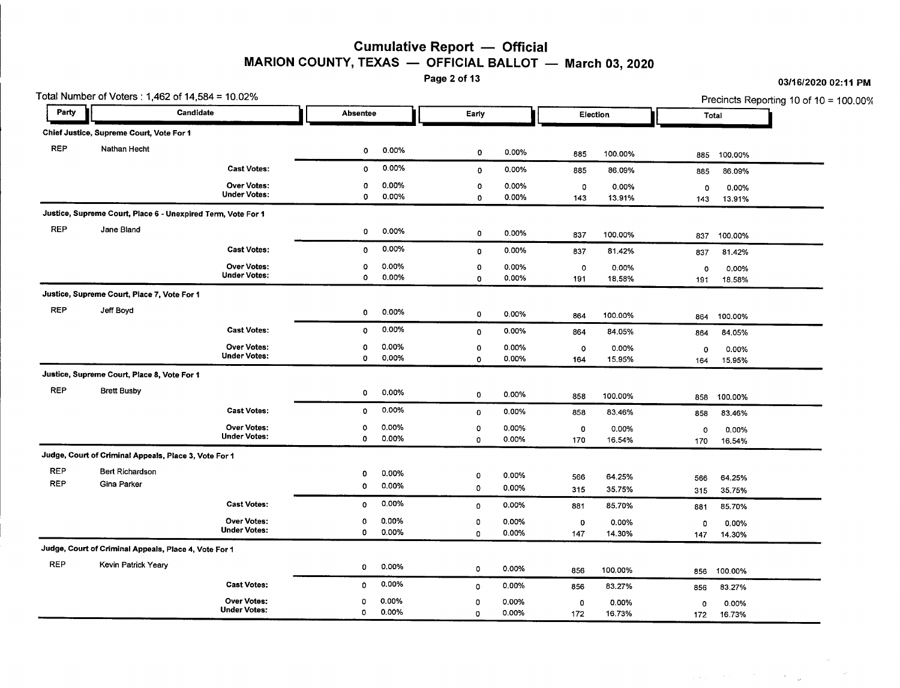# Cumulative Report — Official
## MARION COUNTY, TEXAS — OFFICIAL BALLOT — March 03, 2020

03/16/2020 02:11 PM

Total Number of Voters : 1,462 of 14,584 = 10.02%

Precincts Reporting 10 of 10 = 100.00%

| Party | Candidate | Absentee | | Early | | Election | | Total | |
|---|---|---|---|---|---|---|---|---|---|
| **Chief Justice, Supreme Court, Vote For 1** | | | | | | | | | |
| REP | Nathan Hecht | 0 | 0.00% | 0 | 0.00% | 885 | 100.00% | 885 | 100.00% |
| | **Cast Votes:** | 0 | 0.00% | 0 | 0.00% | 885 | 86.09% | 885 | 86.09% |
| | **Over Votes:** | 0 | 0.00% | 0 | 0.00% | 0 | 0.00% | 0 | 0.00% |
| | **Under Votes:** | 0 | 0.00% | 0 | 0.00% | 143 | 13.91% | 143 | 13.91% |
| **Justice, Supreme Court, Place 6 - Unexpired Term, Vote For 1** | | | | | | | | | |
| REP | Jane Bland | 0 | 0.00% | 0 | 0.00% | 837 | 100.00% | 837 | 100.00% |
| | **Cast Votes:** | 0 | 0.00% | 0 | 0.00% | 837 | 81.42% | 837 | 81.42% |
| | **Over Votes:** | 0 | 0.00% | 0 | 0.00% | 0 | 0.00% | 0 | 0.00% |
| | **Under Votes:** | 0 | 0.00% | 0 | 0.00% | 191 | 18.58% | 191 | 18.58% |
| **Justice, Supreme Court, Place 7, Vote For 1** | | | | | | | | | |
| REP | Jeff Boyd | 0 | 0.00% | 0 | 0.00% | 864 | 100.00% | 864 | 100.00% |
| | **Cast Votes:** | 0 | 0.00% | 0 | 0.00% | 864 | 84.05% | 864 | 84.05% |
| | **Over Votes:** | 0 | 0.00% | 0 | 0.00% | 0 | 0.00% | 0 | 0.00% |
| | **Under Votes:** | 0 | 0.00% | 0 | 0.00% | 164 | 15.95% | 164 | 15.95% |
| **Justice, Supreme Court, Place 8, Vote For 1** | | | | | | | | | |
| REP | Brett Busby | 0 | 0.00% | 0 | 0.00% | 858 | 100.00% | 858 | 100.00% |
| | **Cast Votes:** | 0 | 0.00% | 0 | 0.00% | 858 | 83.46% | 858 | 83.46% |
| | **Over Votes:** | 0 | 0.00% | 0 | 0.00% | 0 | 0.00% | 0 | 0.00% |
| | **Under Votes:** | 0 | 0.00% | 0 | 0.00% | 170 | 16.54% | 170 | 16.54% |
| **Judge, Court of Criminal Appeals, Place 3, Vote For 1** | | | | | | | | | |
| REP | Bert Richardson | 0 | 0.00% | 0 | 0.00% | 566 | 64.25% | 566 | 64.25% |
| REP | Gina Parker | 0 | 0.00% | 0 | 0.00% | 315 | 35.75% | 315 | 35.75% |
| | **Cast Votes:** | 0 | 0.00% | 0 | 0.00% | 881 | 85.70% | 881 | 85.70% |
| | **Over Votes:** | 0 | 0.00% | 0 | 0.00% | 0 | 0.00% | 0 | 0.00% |
| | **Under Votes:** | 0 | 0.00% | 0 | 0.00% | 147 | 14.30% | 147 | 14.30% |
| **Judge, Court of Criminal Appeals, Place 4, Vote For 1** | | | | | | | | | |
| REP | Kevin Patrick Yeary | 0 | 0.00% | 0 | 0.00% | 856 | 100.00% | 856 | 100.00% |
| | **Cast Votes:** | 0 | 0.00% | 0 | 0.00% | 856 | 83.27% | 856 | 83.27% |
| | **Over Votes:** | 0 | 0.00% | 0 | 0.00% | 0 | 0.00% | 0 | 0.00% |
| | **Under Votes:** | 0 | 0.00% | 0 | 0.00% | 172 | 16.73% | 172 | 16.73% |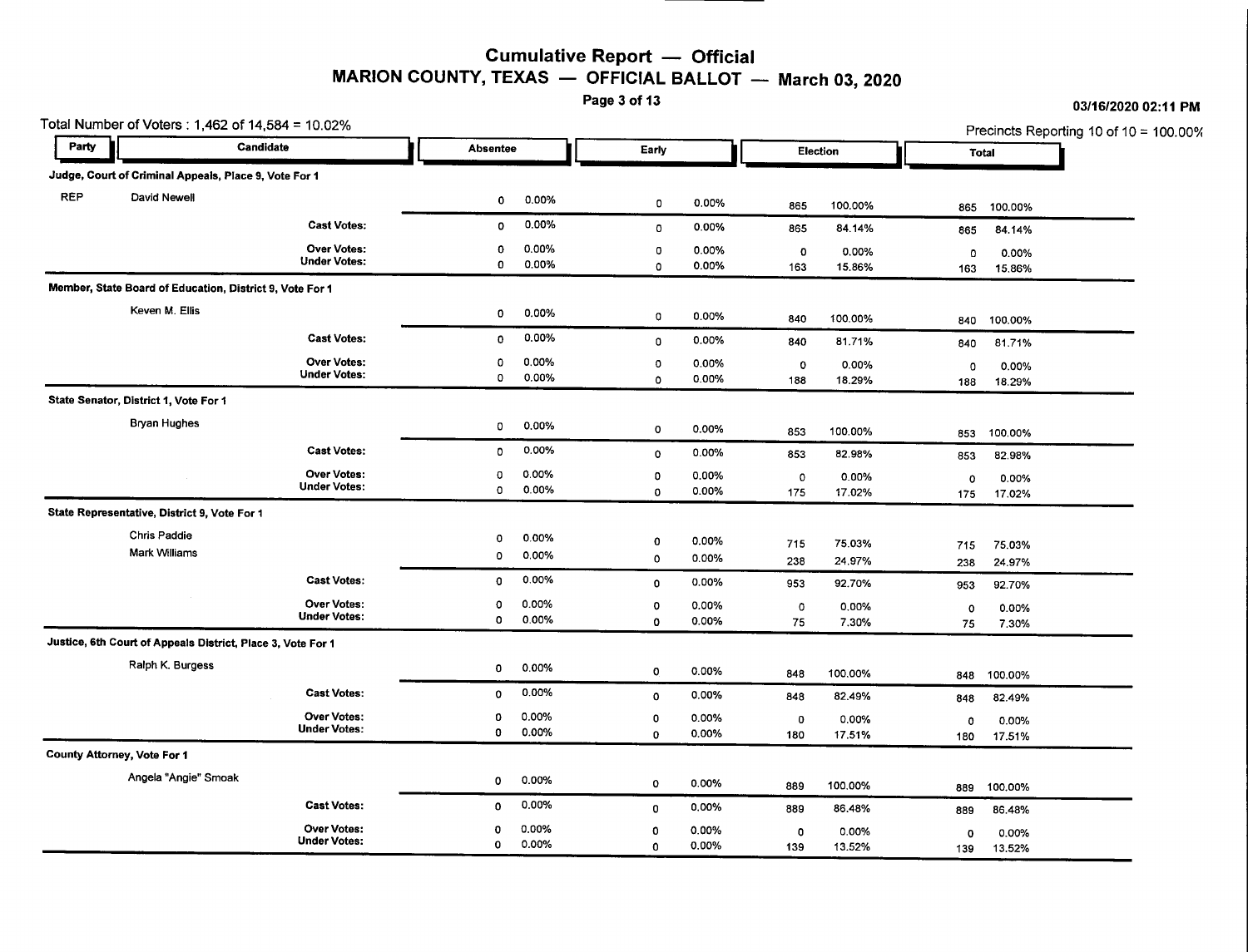# Cumulative Report — Official
## MARION COUNTY, TEXAS — OFFICIAL BALLOT — March 03, 2020

03/16/2020 02:11 PM

Total Number of Voters : 1,462 of 14,584 = 10.02%

Precincts Reporting 10 of 10 = 100.00%

| Party | Candidate | Absentee | | Early | | Election | | Total | |
|---|---|---|---|---|---|---|---|---|---|
| **Judge, Court of Criminal Appeals, Place 9, Vote For 1** | | | | | | | | | |
| REP | David Newell | 0 | 0.00% | 0 | 0.00% | 865 | 100.00% | 865 | 100.00% |
| | **Cast Votes:** | 0 | 0.00% | 0 | 0.00% | 865 | 84.14% | 865 | 84.14% |
| | **Over Votes:** | 0 | 0.00% | 0 | 0.00% | 0 | 0.00% | 0 | 0.00% |
| | **Under Votes:** | 0 | 0.00% | 0 | 0.00% | 163 | 15.86% | 163 | 15.86% |
| **Member, State Board of Education, District 9, Vote For 1** | | | | | | | | | |
| | Keven M. Ellis | 0 | 0.00% | 0 | 0.00% | 840 | 100.00% | 840 | 100.00% |
| | **Cast Votes:** | 0 | 0.00% | 0 | 0.00% | 840 | 81.71% | 840 | 81.71% |
| | **Over Votes:** | 0 | 0.00% | 0 | 0.00% | 0 | 0.00% | 0 | 0.00% |
| | **Under Votes:** | 0 | 0.00% | 0 | 0.00% | 188 | 18.29% | 188 | 18.29% |
| **State Senator, District 1, Vote For 1** | | | | | | | | | |
| | Bryan Hughes | 0 | 0.00% | 0 | 0.00% | 853 | 100.00% | 853 | 100.00% |
| | **Cast Votes:** | 0 | 0.00% | 0 | 0.00% | 853 | 82.98% | 853 | 82.98% |
| | **Over Votes:** | 0 | 0.00% | 0 | 0.00% | 0 | 0.00% | 0 | 0.00% |
| | **Under Votes:** | 0 | 0.00% | 0 | 0.00% | 175 | 17.02% | 175 | 17.02% |
| **State Representative, District 9, Vote For 1** | | | | | | | | | |
| | Chris Paddie | 0 | 0.00% | 0 | 0.00% | 715 | 75.03% | 715 | 75.03% |
| | Mark Williams | 0 | 0.00% | 0 | 0.00% | 238 | 24.97% | 238 | 24.97% |
| | **Cast Votes:** | 0 | 0.00% | 0 | 0.00% | 953 | 92.70% | 953 | 92.70% |
| | **Over Votes:** | 0 | 0.00% | 0 | 0.00% | 0 | 0.00% | 0 | 0.00% |
| | **Under Votes:** | 0 | 0.00% | 0 | 0.00% | 75 | 7.30% | 75 | 7.30% |
| **Justice, 6th Court of Appeals District, Place 3, Vote For 1** | | | | | | | | | |
| | Ralph K. Burgess | 0 | 0.00% | 0 | 0.00% | 848 | 100.00% | 848 | 100.00% |
| | **Cast Votes:** | 0 | 0.00% | 0 | 0.00% | 848 | 82.49% | 848 | 82.49% |
| | **Over Votes:** | 0 | 0.00% | 0 | 0.00% | 0 | 0.00% | 0 | 0.00% |
| | **Under Votes:** | 0 | 0.00% | 0 | 0.00% | 180 | 17.51% | 180 | 17.51% |
| **County Attorney, Vote For 1** | | | | | | | | | |
| | Angela "Angie" Smoak | 0 | 0.00% | 0 | 0.00% | 889 | 100.00% | 889 | 100.00% |
| | **Cast Votes:** | 0 | 0.00% | 0 | 0.00% | 889 | 86.48% | 889 | 86.48% |
| | **Over Votes:** | 0 | 0.00% | 0 | 0.00% | 0 | 0.00% | 0 | 0.00% |
| | **Under Votes:** | 0 | 0.00% | 0 | 0.00% | 139 | 13.52% | 139 | 13.52% |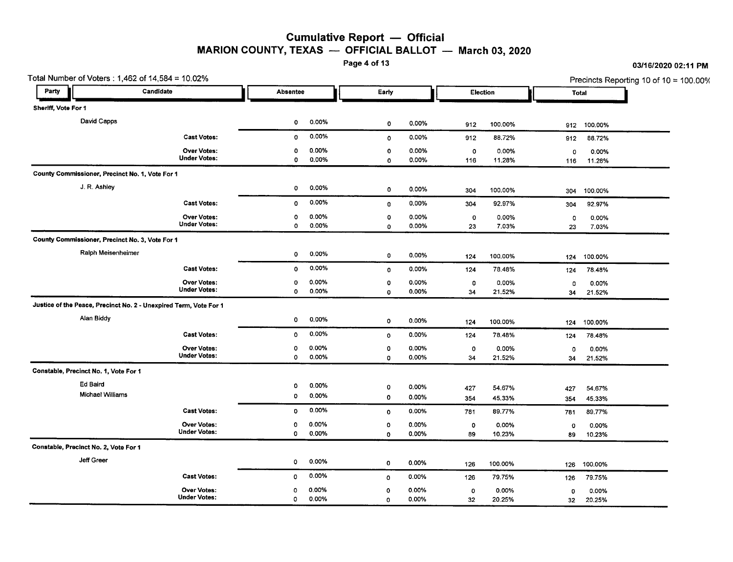# Cumulative Report — Official

## MARION COUNTY, TEXAS — OFFICIAL BALLOT — March 03, 2020

03/16/2020 02:11 PM

Total Number of Voters : 1,462 of 14,584 = 10.02%

Precincts Reporting 10 of 10 = 100.00%

| Party | Candidate | Absentee | | Early | | Election | | Total | |
|---|---|---|---|---|---|---|---|---|---|
| **Sheriff, Vote For 1** | | | | | | | | | |
| | David Capps | 0 | 0.00% | 0 | 0.00% | 912 | 100.00% | 912 | 100.00% |
| | **Cast Votes:** | 0 | 0.00% | 0 | 0.00% | 912 | 88.72% | 912 | 88.72% |
| | **Over Votes:** | 0 | 0.00% | 0 | 0.00% | 0 | 0.00% | 0 | 0.00% |
| | **Under Votes:** | 0 | 0.00% | 0 | 0.00% | 116 | 11.28% | 116 | 11.28% |
| **County Commissioner, Precinct No. 1, Vote For 1** | | | | | | | | | |
| | J. R. Ashley | 0 | 0.00% | 0 | 0.00% | 304 | 100.00% | 304 | 100.00% |
| | **Cast Votes:** | 0 | 0.00% | 0 | 0.00% | 304 | 92.97% | 304 | 92.97% |
| | **Over Votes:** | 0 | 0.00% | 0 | 0.00% | 0 | 0.00% | 0 | 0.00% |
| | **Under Votes:** | 0 | 0.00% | 0 | 0.00% | 23 | 7.03% | 23 | 7.03% |
| **County Commissioner, Precinct No. 3, Vote For 1** | | | | | | | | | |
| | Ralph Meisenheimer | 0 | 0.00% | 0 | 0.00% | 124 | 100.00% | 124 | 100.00% |
| | **Cast Votes:** | 0 | 0.00% | 0 | 0.00% | 124 | 78.48% | 124 | 78.48% |
| | **Over Votes:** | 0 | 0.00% | 0 | 0.00% | 0 | 0.00% | 0 | 0.00% |
| | **Under Votes:** | 0 | 0.00% | 0 | 0.00% | 34 | 21.52% | 34 | 21.52% |
| **Justice of the Peace, Precinct No. 2 - Unexpired Term, Vote For 1** | | | | | | | | | |
| | Alan Biddy | 0 | 0.00% | 0 | 0.00% | 124 | 100.00% | 124 | 100.00% |
| | **Cast Votes:** | 0 | 0.00% | 0 | 0.00% | 124 | 78.48% | 124 | 78.48% |
| | **Over Votes:** | 0 | 0.00% | 0 | 0.00% | 0 | 0.00% | 0 | 0.00% |
| | **Under Votes:** | 0 | 0.00% | 0 | 0.00% | 34 | 21.52% | 34 | 21.52% |
| **Constable, Precinct No. 1, Vote For 1** | | | | | | | | | |
| | Ed Baird | 0 | 0.00% | 0 | 0.00% | 427 | 54.67% | 427 | 54.67% |
| | Michael Williams | 0 | 0.00% | 0 | 0.00% | 354 | 45.33% | 354 | 45.33% |
| | **Cast Votes:** | 0 | 0.00% | 0 | 0.00% | 781 | 89.77% | 781 | 89.77% |
| | **Over Votes:** | 0 | 0.00% | 0 | 0.00% | 0 | 0.00% | 0 | 0.00% |
| | **Under Votes:** | 0 | 0.00% | 0 | 0.00% | 89 | 10.23% | 89 | 10.23% |
| **Constable, Precinct No. 2, Vote For 1** | | | | | | | | | |
| | Jeff Greer | 0 | 0.00% | 0 | 0.00% | 126 | 100.00% | 126 | 100.00% |
| | **Cast Votes:** | 0 | 0.00% | 0 | 0.00% | 126 | 79.75% | 126 | 79.75% |
| | **Over Votes:** | 0 | 0.00% | 0 | 0.00% | 0 | 0.00% | 0 | 0.00% |
| | **Under Votes:** | 0 | 0.00% | 0 | 0.00% | 32 | 20.25% | 32 | 20.25% |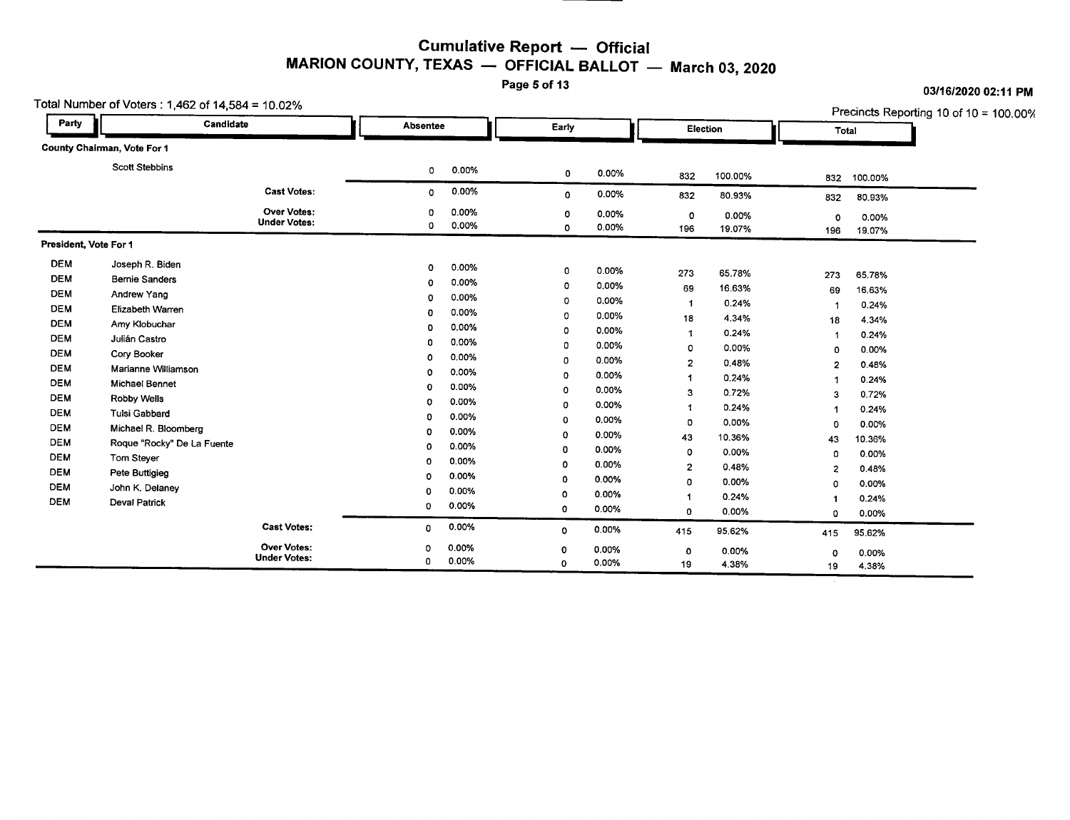# Cumulative Report — Official

## MARION COUNTY, TEXAS — OFFICIAL BALLOT — March 03, 2020

03/16/2020 02:11 PM

Total Number of Voters : 1,462 of 14,584 = 10.02%

Precincts Reporting 10 of 10 = 100.00%

| Party | Candidate | Absentee | | Early | | Election | | Total | |
|---|---|---|---|---|---|---|---|---|---|
| **County Chairman, Vote For 1** | | | | | | | | | |
| | Scott Stebbins | 0 | 0.00% | 0 | 0.00% | 832 | 100.00% | 832 | 100.00% |
| | **Cast Votes:** | 0 | 0.00% | 0 | 0.00% | 832 | 80.93% | 832 | 80.93% |
| | **Over Votes:** | 0 | 0.00% | 0 | 0.00% | 0 | 0.00% | 0 | 0.00% |
| | **Under Votes:** | 0 | 0.00% | 0 | 0.00% | 196 | 19.07% | 196 | 19.07% |
| **President, Vote For 1** | | | | | | | | | |
| DEM | Joseph R. Biden | 0 | 0.00% | 0 | 0.00% | 273 | 65.78% | 273 | 65.78% |
| DEM | Bernie Sanders | 0 | 0.00% | 0 | 0.00% | 69 | 16.63% | 69 | 16.63% |
| DEM | Andrew Yang | 0 | 0.00% | 0 | 0.00% | 1 | 0.24% | 1 | 0.24% |
| DEM | Elizabeth Warren | 0 | 0.00% | 0 | 0.00% | 18 | 4.34% | 18 | 4.34% |
| DEM | Amy Klobuchar | 0 | 0.00% | 0 | 0.00% | 1 | 0.24% | 1 | 0.24% |
| DEM | Julián Castro | 0 | 0.00% | 0 | 0.00% | 0 | 0.00% | 0 | 0.00% |
| DEM | Cory Booker | 0 | 0.00% | 0 | 0.00% | 2 | 0.48% | 2 | 0.48% |
| DEM | Marianne Williamson | 0 | 0.00% | 0 | 0.00% | 1 | 0.24% | 1 | 0.24% |
| DEM | Michael Bennet | 0 | 0.00% | 0 | 0.00% | 3 | 0.72% | 3 | 0.72% |
| DEM | Robby Wells | 0 | 0.00% | 0 | 0.00% | 1 | 0.24% | 1 | 0.24% |
| DEM | Tulsi Gabbard | 0 | 0.00% | 0 | 0.00% | 0 | 0.00% | 0 | 0.00% |
| DEM | Michael R. Bloomberg | 0 | 0.00% | 0 | 0.00% | 43 | 10.36% | 43 | 10.36% |
| DEM | Roque "Rocky" De La Fuente | 0 | 0.00% | 0 | 0.00% | 0 | 0.00% | 0 | 0.00% |
| DEM | Tom Steyer | 0 | 0.00% | 0 | 0.00% | 2 | 0.48% | 2 | 0.48% |
| DEM | Pete Buttigieg | 0 | 0.00% | 0 | 0.00% | 0 | 0.00% | 0 | 0.00% |
| DEM | John K. Delaney | 0 | 0.00% | 0 | 0.00% | 1 | 0.24% | 1 | 0.24% |
| DEM | Deval Patrick | 0 | 0.00% | 0 | 0.00% | 0 | 0.00% | 0 | 0.00% |
| | **Cast Votes:** | 0 | 0.00% | 0 | 0.00% | 415 | 95.62% | 415 | 95.62% |
| | **Over Votes:** | 0 | 0.00% | 0 | 0.00% | 0 | 0.00% | 0 | 0.00% |
| | **Under Votes:** | 0 | 0.00% | 0 | 0.00% | 19 | 4.38% | 19 | 4.38% |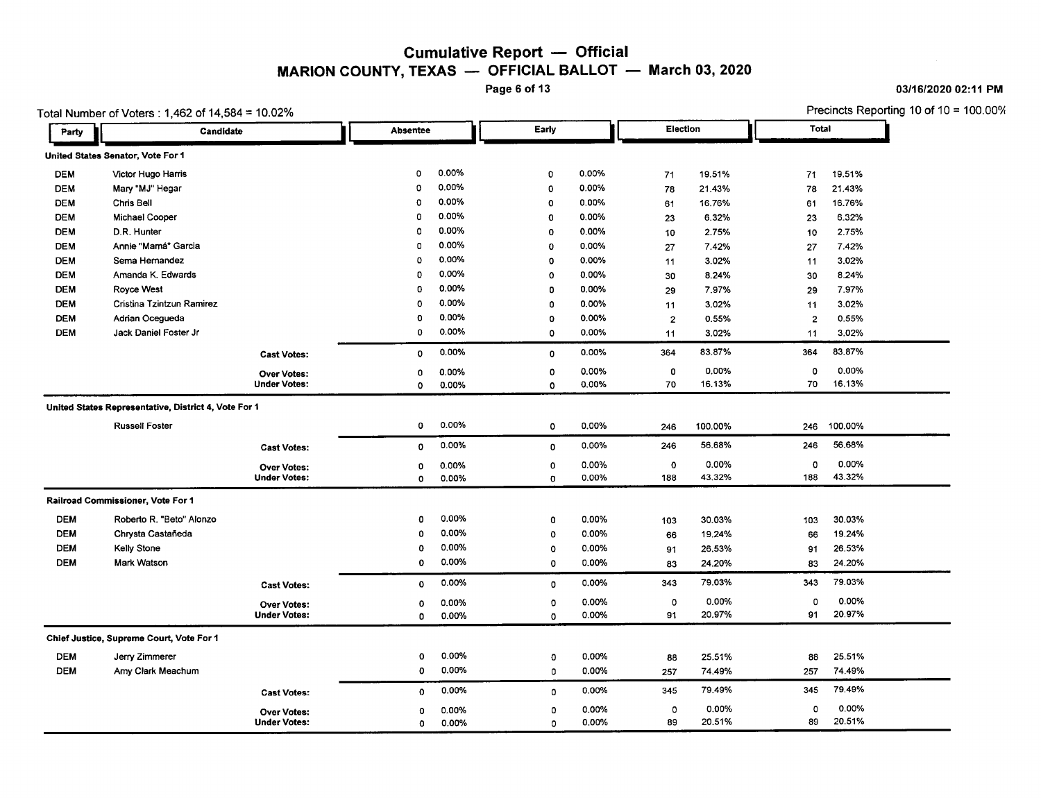# Cumulative Report — Official

## MARION COUNTY, TEXAS — OFFICIAL BALLOT — March 03, 2020

03/16/2020 02:11 PM

Total Number of Voters : 1,462 of 14,584 = 10.02%

Precincts Reporting 10 of 10 = 100.00%

| Party | Candidate | Absentee | | Early | | Election | | Total | |
|---|---|---|---|---|---|---|---|---|---|
| **United States Senator, Vote For 1** | | | | | | | | | |
| DEM | Victor Hugo Harris | 0 | 0.00% | 0 | 0.00% | 71 | 19.51% | 71 | 19.51% |
| DEM | Mary "MJ" Hegar | 0 | 0.00% | 0 | 0.00% | 78 | 21.43% | 78 | 21.43% |
| DEM | Chris Bell | 0 | 0.00% | 0 | 0.00% | 61 | 16.76% | 61 | 16.76% |
| DEM | Michael Cooper | 0 | 0.00% | 0 | 0.00% | 23 | 6.32% | 23 | 6.32% |
| DEM | D.R. Hunter | 0 | 0.00% | 0 | 0.00% | 10 | 2.75% | 10 | 2.75% |
| DEM | Annie "Mamá" Garcia | 0 | 0.00% | 0 | 0.00% | 27 | 7.42% | 27 | 7.42% |
| DEM | Sema Hernandez | 0 | 0.00% | 0 | 0.00% | 11 | 3.02% | 11 | 3.02% |
| DEM | Amanda K. Edwards | 0 | 0.00% | 0 | 0.00% | 30 | 8.24% | 30 | 8.24% |
| DEM | Royce West | 0 | 0.00% | 0 | 0.00% | 29 | 7.97% | 29 | 7.97% |
| DEM | Cristina Tzintzun Ramirez | 0 | 0.00% | 0 | 0.00% | 11 | 3.02% | 11 | 3.02% |
| DEM | Adrian Ocegueda | 0 | 0.00% | 0 | 0.00% | 2 | 0.55% | 2 | 0.55% |
| DEM | Jack Daniel Foster Jr | 0 | 0.00% | 0 | 0.00% | 11 | 3.02% | 11 | 3.02% |
| | **Cast Votes:** | 0 | 0.00% | 0 | 0.00% | 364 | 83.87% | 364 | 83.87% |
| | **Over Votes:** | 0 | 0.00% | 0 | 0.00% | 0 | 0.00% | 0 | 0.00% |
| | **Under Votes:** | 0 | 0.00% | 0 | 0.00% | 70 | 16.13% | 70 | 16.13% |
| **United States Representative, District 4, Vote For 1** | | | | | | | | | |
| | Russell Foster | 0 | 0.00% | 0 | 0.00% | 246 | 100.00% | 246 | 100.00% |
| | **Cast Votes:** | 0 | 0.00% | 0 | 0.00% | 246 | 56.68% | 246 | 56.68% |
| | **Over Votes:** | 0 | 0.00% | 0 | 0.00% | 0 | 0.00% | 0 | 0.00% |
| | **Under Votes:** | 0 | 0.00% | 0 | 0.00% | 188 | 43.32% | 188 | 43.32% |
| **Railroad Commissioner, Vote For 1** | | | | | | | | | |
| DEM | Roberto R. "Beto" Alonzo | 0 | 0.00% | 0 | 0.00% | 103 | 30.03% | 103 | 30.03% |
| DEM | Chrysta Castañeda | 0 | 0.00% | 0 | 0.00% | 66 | 19.24% | 66 | 19.24% |
| DEM | Kelly Stone | 0 | 0.00% | 0 | 0.00% | 91 | 26.53% | 91 | 26.53% |
| DEM | Mark Watson | 0 | 0.00% | 0 | 0.00% | 83 | 24.20% | 83 | 24.20% |
| | **Cast Votes:** | 0 | 0.00% | 0 | 0.00% | 343 | 79.03% | 343 | 79.03% |
| | **Over Votes:** | 0 | 0.00% | 0 | 0.00% | 0 | 0.00% | 0 | 0.00% |
| | **Under Votes:** | 0 | 0.00% | 0 | 0.00% | 91 | 20.97% | 91 | 20.97% |
| **Chief Justice, Supreme Court, Vote For 1** | | | | | | | | | |
| DEM | Jerry Zimmerer | 0 | 0.00% | 0 | 0.00% | 88 | 25.51% | 88 | 25.51% |
| DEM | Amy Clark Meachum | 0 | 0.00% | 0 | 0.00% | 257 | 74.49% | 257 | 74.49% |
| | **Cast Votes:** | 0 | 0.00% | 0 | 0.00% | 345 | 79.49% | 345 | 79.49% |
| | **Over Votes:** | 0 | 0.00% | 0 | 0.00% | 0 | 0.00% | 0 | 0.00% |
| | **Under Votes:** | 0 | 0.00% | 0 | 0.00% | 89 | 20.51% | 89 | 20.51% |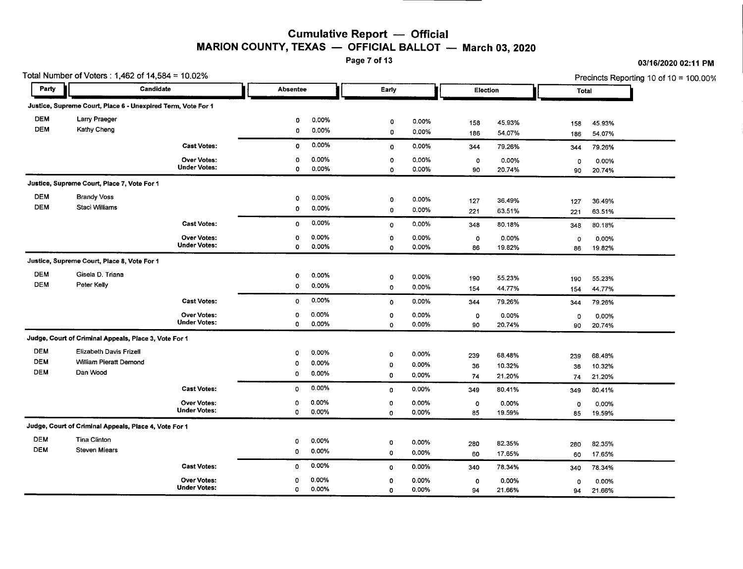# Cumulative Report — Official
## MARION COUNTY, TEXAS — OFFICIAL BALLOT — March 03, 2020

03/16/2020 02:11 PM

Total Number of Voters : 1,462 of 14,584 = 10.02%

Precincts Reporting 10 of 10 = 100.00%

| Party | Candidate | Absentee | | Early | | Election | | Total | |
|---|---|---|---|---|---|---|---|---|---|
| **Justice, Supreme Court, Place 6 - Unexpired Term, Vote For 1** | | | | | | | | | |
| DEM | Larry Praeger | 0 | 0.00% | 0 | 0.00% | 158 | 45.93% | 158 | 45.93% |
| DEM | Kathy Cheng | 0 | 0.00% | 0 | 0.00% | 186 | 54.07% | 186 | 54.07% |
| | **Cast Votes:** | 0 | 0.00% | 0 | 0.00% | 344 | 79.26% | 344 | 79.26% |
| | **Over Votes:** | 0 | 0.00% | 0 | 0.00% | 0 | 0.00% | 0 | 0.00% |
| | **Under Votes:** | 0 | 0.00% | 0 | 0.00% | 90 | 20.74% | 90 | 20.74% |
| **Justice, Supreme Court, Place 7, Vote For 1** | | | | | | | | | |
| DEM | Brandy Voss | 0 | 0.00% | 0 | 0.00% | 127 | 36.49% | 127 | 36.49% |
| DEM | Staci Williams | 0 | 0.00% | 0 | 0.00% | 221 | 63.51% | 221 | 63.51% |
| | **Cast Votes:** | 0 | 0.00% | 0 | 0.00% | 348 | 80.18% | 348 | 80.18% |
| | **Over Votes:** | 0 | 0.00% | 0 | 0.00% | 0 | 0.00% | 0 | 0.00% |
| | **Under Votes:** | 0 | 0.00% | 0 | 0.00% | 86 | 19.82% | 86 | 19.82% |
| **Justice, Supreme Court, Place 8, Vote For 1** | | | | | | | | | |
| DEM | Gisela D. Triana | 0 | 0.00% | 0 | 0.00% | 190 | 55.23% | 190 | 55.23% |
| DEM | Peter Kelly | 0 | 0.00% | 0 | 0.00% | 154 | 44.77% | 154 | 44.77% |
| | **Cast Votes:** | 0 | 0.00% | 0 | 0.00% | 344 | 79.26% | 344 | 79.26% |
| | **Over Votes:** | 0 | 0.00% | 0 | 0.00% | 0 | 0.00% | 0 | 0.00% |
| | **Under Votes:** | 0 | 0.00% | 0 | 0.00% | 90 | 20.74% | 90 | 20.74% |
| **Judge, Court of Criminal Appeals, Place 3, Vote For 1** | | | | | | | | | |
| DEM | Elizabeth Davis Frizell | 0 | 0.00% | 0 | 0.00% | 239 | 68.48% | 239 | 68.48% |
| DEM | William Pieratt Demond | 0 | 0.00% | 0 | 0.00% | 36 | 10.32% | 36 | 10.32% |
| DEM | Dan Wood | 0 | 0.00% | 0 | 0.00% | 74 | 21.20% | 74 | 21.20% |
| | **Cast Votes:** | 0 | 0.00% | 0 | 0.00% | 349 | 80.41% | 349 | 80.41% |
| | **Over Votes:** | 0 | 0.00% | 0 | 0.00% | 0 | 0.00% | 0 | 0.00% |
| | **Under Votes:** | 0 | 0.00% | 0 | 0.00% | 85 | 19.59% | 85 | 19.59% |
| **Judge, Court of Criminal Appeals, Place 4, Vote For 1** | | | | | | | | | |
| DEM | Tina Clinton | 0 | 0.00% | 0 | 0.00% | 280 | 82.35% | 280 | 82.35% |
| DEM | Steven Miears | 0 | 0.00% | 0 | 0.00% | 60 | 17.65% | 60 | 17.65% |
| | **Cast Votes:** | 0 | 0.00% | 0 | 0.00% | 340 | 78.34% | 340 | 78.34% |
| | **Over Votes:** | 0 | 0.00% | 0 | 0.00% | 0 | 0.00% | 0 | 0.00% |
| | **Under Votes:** | 0 | 0.00% | 0 | 0.00% | 94 | 21.66% | 94 | 21.66% |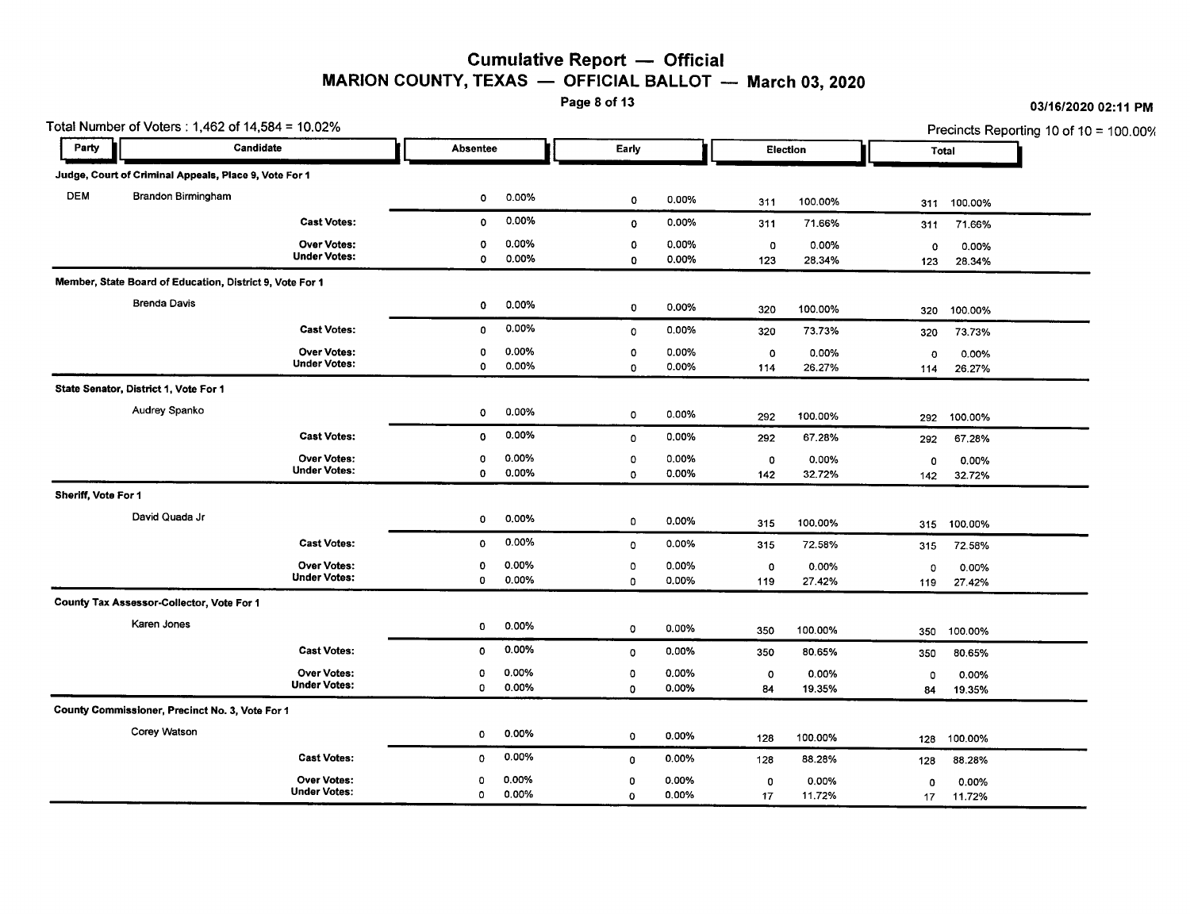# Cumulative Report — Official

## MARION COUNTY, TEXAS — OFFICIAL BALLOT — March 03, 2020

03/16/2020 02:11 PM

Total Number of Voters : 1,462 of 14,584 = 10.02%

Precincts Reporting 10 of 10 = 100.00%

| Party | Candidate | Absentee | | Early | | Election | | Total | |
|---|---|---|---|---|---|---|---|---|---|
| **Judge, Court of Criminal Appeals, Place 9, Vote For 1** | | | | | | | | | |
| DEM | Brandon Birmingham | 0 | 0.00% | 0 | 0.00% | 311 | 100.00% | 311 | 100.00% |
| | **Cast Votes:** | 0 | 0.00% | 0 | 0.00% | 311 | 71.66% | 311 | 71.66% |
| | **Over Votes:** | 0 | 0.00% | 0 | 0.00% | 0 | 0.00% | 0 | 0.00% |
| | **Under Votes:** | 0 | 0.00% | 0 | 0.00% | 123 | 28.34% | 123 | 28.34% |
| **Member, State Board of Education, District 9, Vote For 1** | | | | | | | | | |
| | Brenda Davis | 0 | 0.00% | 0 | 0.00% | 320 | 100.00% | 320 | 100.00% |
| | **Cast Votes:** | 0 | 0.00% | 0 | 0.00% | 320 | 73.73% | 320 | 73.73% |
| | **Over Votes:** | 0 | 0.00% | 0 | 0.00% | 0 | 0.00% | 0 | 0.00% |
| | **Under Votes:** | 0 | 0.00% | 0 | 0.00% | 114 | 26.27% | 114 | 26.27% |
| **State Senator, District 1, Vote For 1** | | | | | | | | | |
| | Audrey Spanko | 0 | 0.00% | 0 | 0.00% | 292 | 100.00% | 292 | 100.00% |
| | **Cast Votes:** | 0 | 0.00% | 0 | 0.00% | 292 | 67.28% | 292 | 67.28% |
| | **Over Votes:** | 0 | 0.00% | 0 | 0.00% | 0 | 0.00% | 0 | 0.00% |
| | **Under Votes:** | 0 | 0.00% | 0 | 0.00% | 142 | 32.72% | 142 | 32.72% |
| **Sheriff, Vote For 1** | | | | | | | | | |
| | David Quada Jr | 0 | 0.00% | 0 | 0.00% | 315 | 100.00% | 315 | 100.00% |
| | **Cast Votes:** | 0 | 0.00% | 0 | 0.00% | 315 | 72.58% | 315 | 72.58% |
| | **Over Votes:** | 0 | 0.00% | 0 | 0.00% | 0 | 0.00% | 0 | 0.00% |
| | **Under Votes:** | 0 | 0.00% | 0 | 0.00% | 119 | 27.42% | 119 | 27.42% |
| **County Tax Assessor-Collector, Vote For 1** | | | | | | | | | |
| | Karen Jones | 0 | 0.00% | 0 | 0.00% | 350 | 100.00% | 350 | 100.00% |
| | **Cast Votes:** | 0 | 0.00% | 0 | 0.00% | 350 | 80.65% | 350 | 80.65% |
| | **Over Votes:** | 0 | 0.00% | 0 | 0.00% | 0 | 0.00% | 0 | 0.00% |
| | **Under Votes:** | 0 | 0.00% | 0 | 0.00% | 84 | 19.35% | 84 | 19.35% |
| **County Commissioner, Precinct No. 3, Vote For 1** | | | | | | | | | |
| | Corey Watson | 0 | 0.00% | 0 | 0.00% | 128 | 100.00% | 128 | 100.00% |
| | **Cast Votes:** | 0 | 0.00% | 0 | 0.00% | 128 | 88.28% | 128 | 88.28% |
| | **Over Votes:** | 0 | 0.00% | 0 | 0.00% | 0 | 0.00% | 0 | 0.00% |
| | **Under Votes:** | 0 | 0.00% | 0 | 0.00% | 17 | 11.72% | 17 | 11.72% |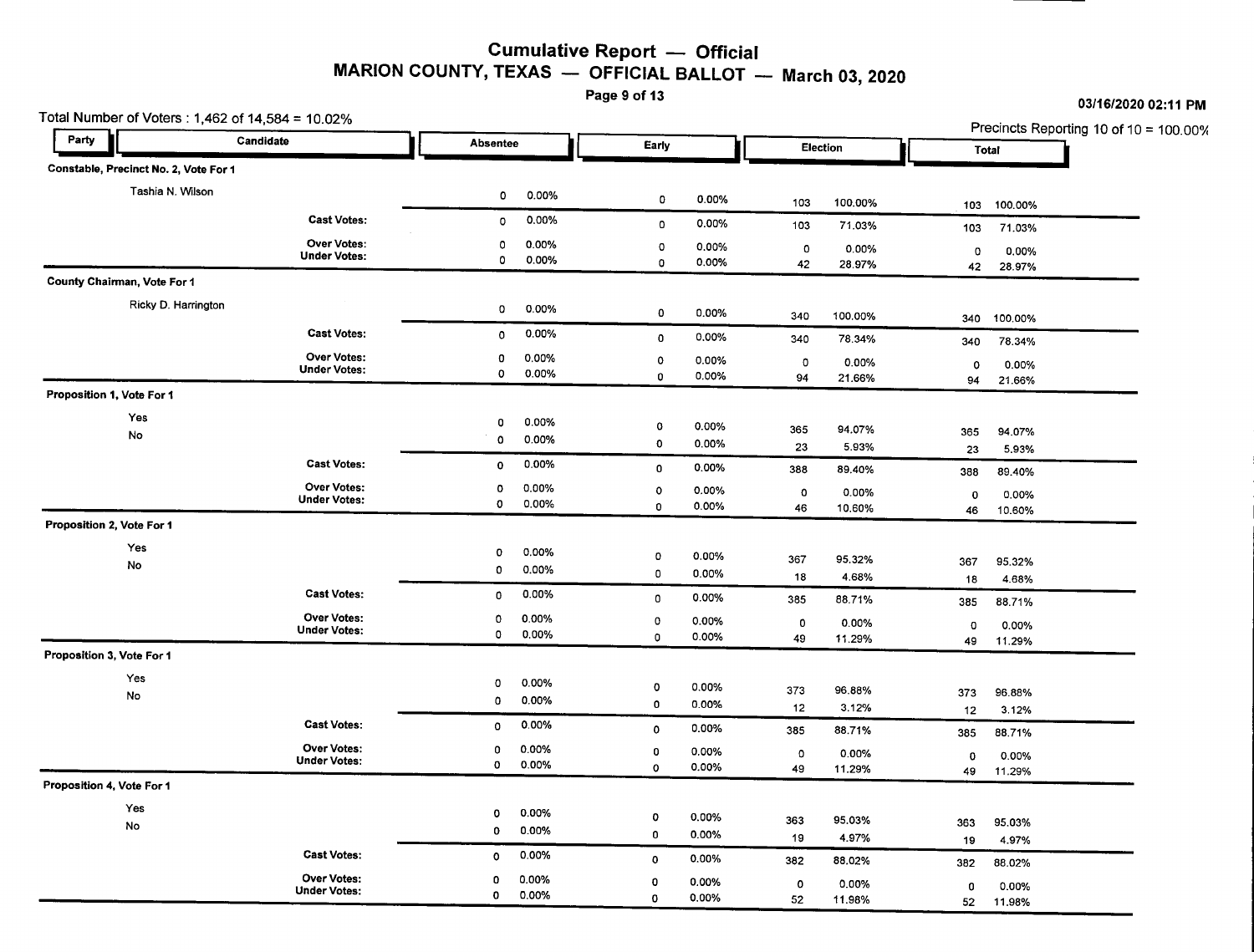# Cumulative Report — Official

## MARION COUNTY, TEXAS — OFFICIAL BALLOT — March 03, 2020

03/16/2020 02:11 PM

Total Number of Voters : 1,462 of 14,584 = 10.02%

Precincts Reporting 10 of 10 = 100.00%

| Party | Candidate | Absentee | | Early | | Election | | Total | |
|---|---|---|---|---|---|---|---|---|---|
| **Constable, Precinct No. 2, Vote For 1** | | | | | | | | | |
| | Tashia N. Wilson | 0 | 0.00% | 0 | 0.00% | 103 | 100.00% | 103 | 100.00% |
| | **Cast Votes:** | 0 | 0.00% | 0 | 0.00% | 103 | 71.03% | 103 | 71.03% |
| | **Over Votes:** | 0 | 0.00% | 0 | 0.00% | 0 | 0.00% | 0 | 0.00% |
| | **Under Votes:** | 0 | 0.00% | 0 | 0.00% | 42 | 28.97% | 42 | 28.97% |
| **County Chairman, Vote For 1** | | | | | | | | | |
| | Ricky D. Harrington | 0 | 0.00% | 0 | 0.00% | 340 | 100.00% | 340 | 100.00% |
| | **Cast Votes:** | 0 | 0.00% | 0 | 0.00% | 340 | 78.34% | 340 | 78.34% |
| | **Over Votes:** | 0 | 0.00% | 0 | 0.00% | 0 | 0.00% | 0 | 0.00% |
| | **Under Votes:** | 0 | 0.00% | 0 | 0.00% | 94 | 21.66% | 94 | 21.66% |
| **Proposition 1, Vote For 1** | | | | | | | | | |
| | Yes | 0 | 0.00% | 0 | 0.00% | 365 | 94.07% | 365 | 94.07% |
| | No | 0 | 0.00% | 0 | 0.00% | 23 | 5.93% | 23 | 5.93% |
| | **Cast Votes:** | 0 | 0.00% | 0 | 0.00% | 388 | 89.40% | 388 | 89.40% |
| | **Over Votes:** | 0 | 0.00% | 0 | 0.00% | 0 | 0.00% | 0 | 0.00% |
| | **Under Votes:** | 0 | 0.00% | 0 | 0.00% | 46 | 10.60% | 46 | 10.60% |
| **Proposition 2, Vote For 1** | | | | | | | | | |
| | Yes | 0 | 0.00% | 0 | 0.00% | 367 | 95.32% | 367 | 95.32% |
| | No | 0 | 0.00% | 0 | 0.00% | 18 | 4.68% | 18 | 4.68% |
| | **Cast Votes:** | 0 | 0.00% | 0 | 0.00% | 385 | 88.71% | 385 | 88.71% |
| | **Over Votes:** | 0 | 0.00% | 0 | 0.00% | 0 | 0.00% | 0 | 0.00% |
| | **Under Votes:** | 0 | 0.00% | 0 | 0.00% | 49 | 11.29% | 49 | 11.29% |
| **Proposition 3, Vote For 1** | | | | | | | | | |
| | Yes | 0 | 0.00% | 0 | 0.00% | 373 | 96.88% | 373 | 96.88% |
| | No | 0 | 0.00% | 0 | 0.00% | 12 | 3.12% | 12 | 3.12% |
| | **Cast Votes:** | 0 | 0.00% | 0 | 0.00% | 385 | 88.71% | 385 | 88.71% |
| | **Over Votes:** | 0 | 0.00% | 0 | 0.00% | 0 | 0.00% | 0 | 0.00% |
| | **Under Votes:** | 0 | 0.00% | 0 | 0.00% | 49 | 11.29% | 49 | 11.29% |
| **Proposition 4, Vote For 1** | | | | | | | | | |
| | Yes | 0 | 0.00% | 0 | 0.00% | 363 | 95.03% | 363 | 95.03% |
| | No | 0 | 0.00% | 0 | 0.00% | 19 | 4.97% | 19 | 4.97% |
| | **Cast Votes:** | 0 | 0.00% | 0 | 0.00% | 382 | 88.02% | 382 | 88.02% |
| | **Over Votes:** | 0 | 0.00% | 0 | 0.00% | 0 | 0.00% | 0 | 0.00% |
| | **Under Votes:** | 0 | 0.00% | 0 | 0.00% | 52 | 11.98% | 52 | 11.98% |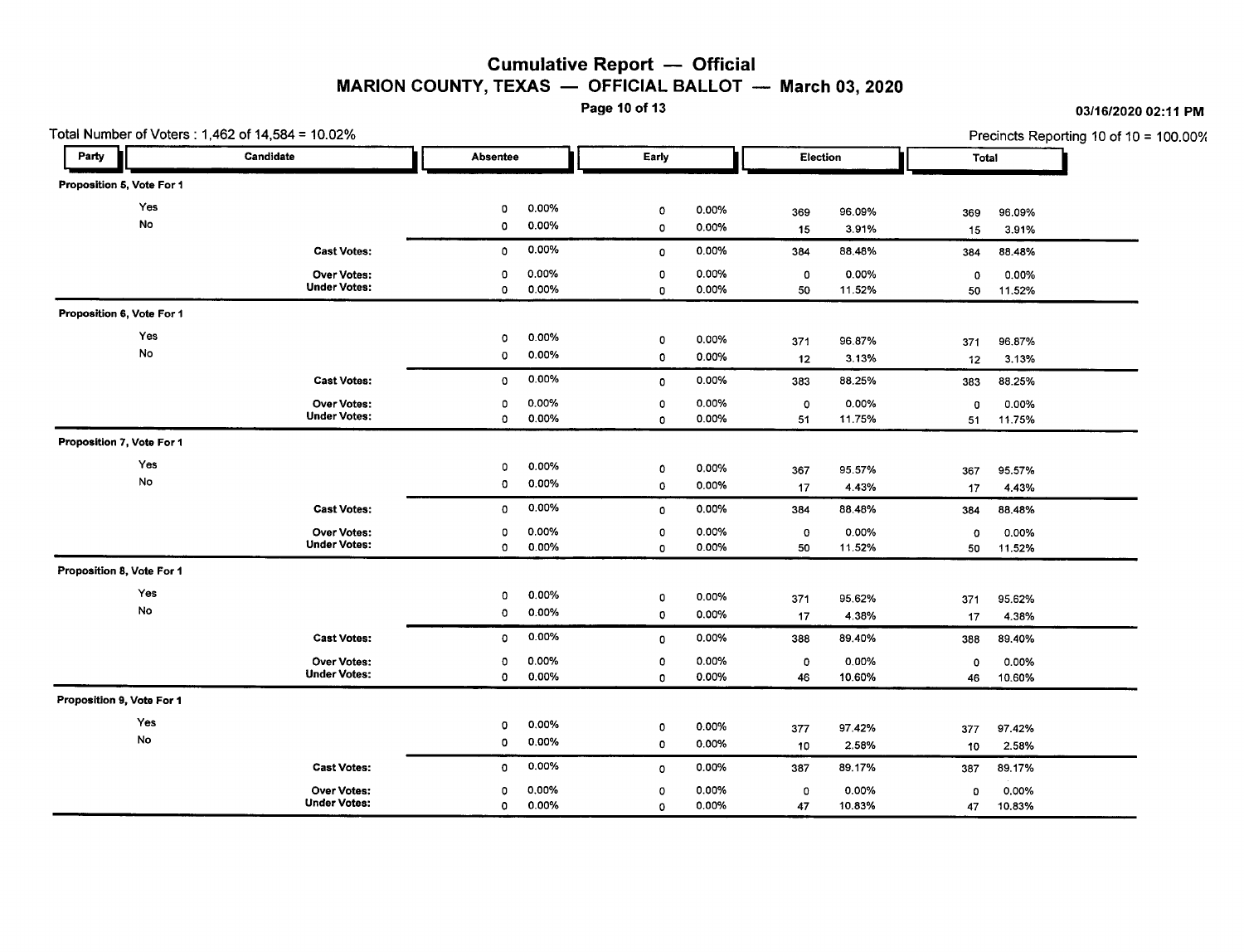# Cumulative Report — Official

## MARION COUNTY, TEXAS — OFFICIAL BALLOT — March 03, 2020

03/16/2020 02:11 PM

Total Number of Voters : 1,462 of 14,584 = 10.02%

Precincts Reporting 10 of 10 = 100.00%

| Party | Candidate | Absentee | | Early | | Election | | Total | |
|---|---|---|---|---|---|---|---|---|---|
| **Proposition 5, Vote For 1** | | | | | | | | | |
| Yes | | 0 | 0.00% | 0 | 0.00% | 369 | 96.09% | 369 | 96.09% |
| No | | 0 | 0.00% | 0 | 0.00% | 15 | 3.91% | 15 | 3.91% |
| | **Cast Votes:** | 0 | 0.00% | 0 | 0.00% | 384 | 88.48% | 384 | 88.48% |
| | **Over Votes:** | 0 | 0.00% | 0 | 0.00% | 0 | 0.00% | 0 | 0.00% |
| | **Under Votes:** | 0 | 0.00% | 0 | 0.00% | 50 | 11.52% | 50 | 11.52% |
| **Proposition 6, Vote For 1** | | | | | | | | | |
| Yes | | 0 | 0.00% | 0 | 0.00% | 371 | 96.87% | 371 | 96.87% |
| No | | 0 | 0.00% | 0 | 0.00% | 12 | 3.13% | 12 | 3.13% |
| | **Cast Votes:** | 0 | 0.00% | 0 | 0.00% | 383 | 88.25% | 383 | 88.25% |
| | **Over Votes:** | 0 | 0.00% | 0 | 0.00% | 0 | 0.00% | 0 | 0.00% |
| | **Under Votes:** | 0 | 0.00% | 0 | 0.00% | 51 | 11.75% | 51 | 11.75% |
| **Proposition 7, Vote For 1** | | | | | | | | | |
| Yes | | 0 | 0.00% | 0 | 0.00% | 367 | 95.57% | 367 | 95.57% |
| No | | 0 | 0.00% | 0 | 0.00% | 17 | 4.43% | 17 | 4.43% |
| | **Cast Votes:** | 0 | 0.00% | 0 | 0.00% | 384 | 88.48% | 384 | 88.48% |
| | **Over Votes:** | 0 | 0.00% | 0 | 0.00% | 0 | 0.00% | 0 | 0.00% |
| | **Under Votes:** | 0 | 0.00% | 0 | 0.00% | 50 | 11.52% | 50 | 11.52% |
| **Proposition 8, Vote For 1** | | | | | | | | | |
| Yes | | 0 | 0.00% | 0 | 0.00% | 371 | 95.62% | 371 | 95.62% |
| No | | 0 | 0.00% | 0 | 0.00% | 17 | 4.38% | 17 | 4.38% |
| | **Cast Votes:** | 0 | 0.00% | 0 | 0.00% | 388 | 89.40% | 388 | 89.40% |
| | **Over Votes:** | 0 | 0.00% | 0 | 0.00% | 0 | 0.00% | 0 | 0.00% |
| | **Under Votes:** | 0 | 0.00% | 0 | 0.00% | 46 | 10.60% | 46 | 10.60% |
| **Proposition 9, Vote For 1** | | | | | | | | | |
| Yes | | 0 | 0.00% | 0 | 0.00% | 377 | 97.42% | 377 | 97.42% |
| No | | 0 | 0.00% | 0 | 0.00% | 10 | 2.58% | 10 | 2.58% |
| | **Cast Votes:** | 0 | 0.00% | 0 | 0.00% | 387 | 89.17% | 387 | 89.17% |
| | **Over Votes:** | 0 | 0.00% | 0 | 0.00% | 0 | 0.00% | 0 | 0.00% |
| | **Under Votes:** | 0 | 0.00% | 0 | 0.00% | 47 | 10.83% | 47 | 10.83% |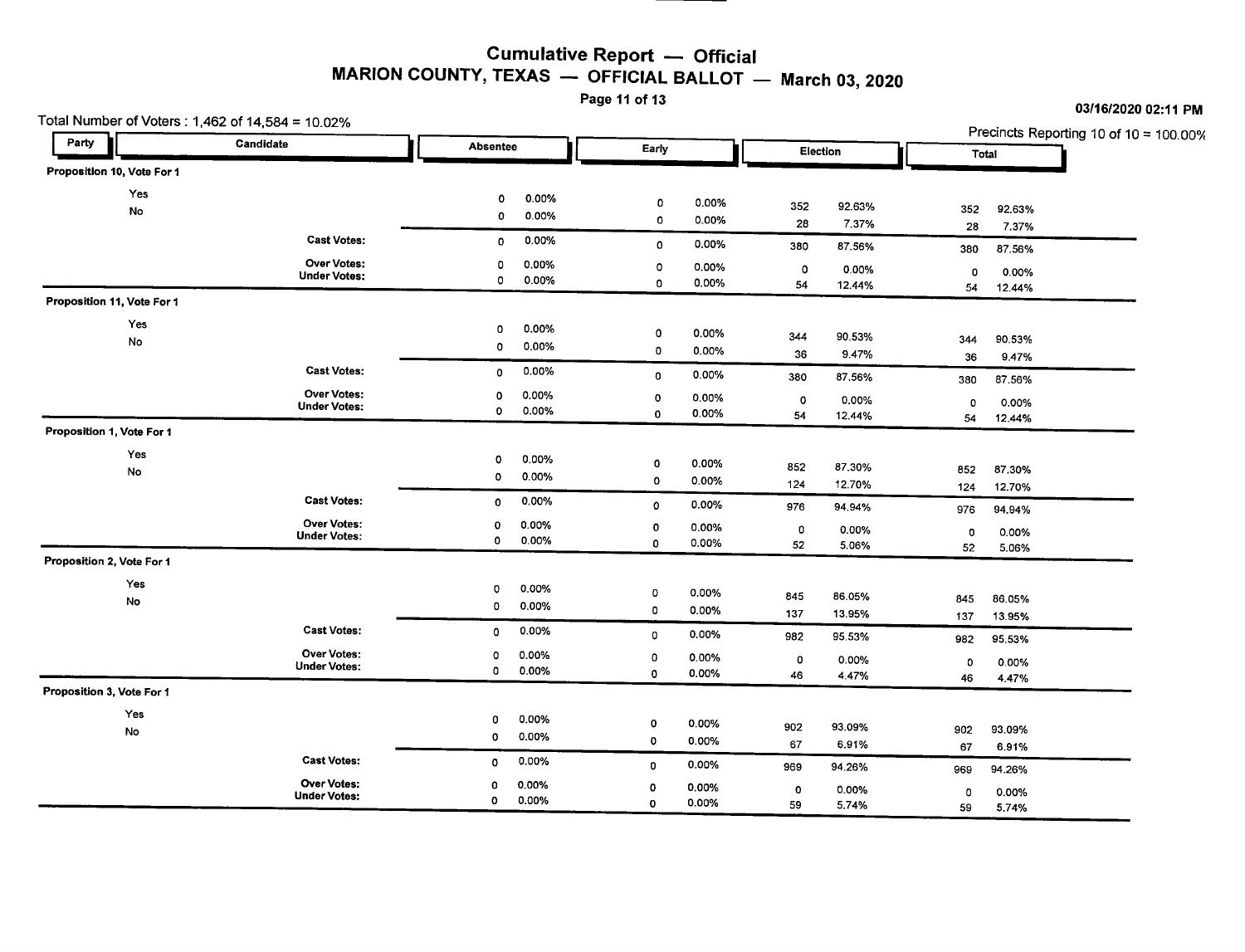# Cumulative Report — Official

## MARION COUNTY, TEXAS — OFFICIAL BALLOT — March 03, 2020

03/16/2020 02:11 PM

Total Number of Voters : 1,462 of 14,584 = 10.02%

Precincts Reporting 10 of 10 = 100.00%

| Party | Candidate | Absentee | | Early | | Election | | Total | |
|---|---|---|---|---|---|---|---|---|---|
| **Proposition 10, Vote For 1** | | | | | | | | | |
| Yes | | 0 | 0.00% | 0 | 0.00% | 352 | 92.63% | 352 | 92.63% |
| No | | 0 | 0.00% | 0 | 0.00% | 28 | 7.37% | 28 | 7.37% |
| | **Cast Votes:** | 0 | 0.00% | 0 | 0.00% | 380 | 87.56% | 380 | 87.56% |
| | **Over Votes:** | 0 | 0.00% | 0 | 0.00% | 0 | 0.00% | 0 | 0.00% |
| | **Under Votes:** | 0 | 0.00% | 0 | 0.00% | 54 | 12.44% | 54 | 12.44% |
| **Proposition 11, Vote For 1** | | | | | | | | | |
| Yes | | 0 | 0.00% | 0 | 0.00% | 344 | 90.53% | 344 | 90.53% |
| No | | 0 | 0.00% | 0 | 0.00% | 36 | 9.47% | 36 | 9.47% |
| | **Cast Votes:** | 0 | 0.00% | 0 | 0.00% | 380 | 87.56% | 380 | 87.56% |
| | **Over Votes:** | 0 | 0.00% | 0 | 0.00% | 0 | 0.00% | 0 | 0.00% |
| | **Under Votes:** | 0 | 0.00% | 0 | 0.00% | 54 | 12.44% | 54 | 12.44% |
| **Proposition 1, Vote For 1** | | | | | | | | | |
| Yes | | 0 | 0.00% | 0 | 0.00% | 852 | 87.30% | 852 | 87.30% |
| No | | 0 | 0.00% | 0 | 0.00% | 124 | 12.70% | 124 | 12.70% |
| | **Cast Votes:** | 0 | 0.00% | 0 | 0.00% | 976 | 94.94% | 976 | 94.94% |
| | **Over Votes:** | 0 | 0.00% | 0 | 0.00% | 0 | 0.00% | 0 | 0.00% |
| | **Under Votes:** | 0 | 0.00% | 0 | 0.00% | 52 | 5.06% | 52 | 5.06% |
| **Proposition 2, Vote For 1** | | | | | | | | | |
| Yes | | 0 | 0.00% | 0 | 0.00% | 845 | 86.05% | 845 | 86.05% |
| No | | 0 | 0.00% | 0 | 0.00% | 137 | 13.95% | 137 | 13.95% |
| | **Cast Votes:** | 0 | 0.00% | 0 | 0.00% | 982 | 95.53% | 982 | 95.53% |
| | **Over Votes:** | 0 | 0.00% | 0 | 0.00% | 0 | 0.00% | 0 | 0.00% |
| | **Under Votes:** | 0 | 0.00% | 0 | 0.00% | 46 | 4.47% | 46 | 4.47% |
| **Proposition 3, Vote For 1** | | | | | | | | | |
| Yes | | 0 | 0.00% | 0 | 0.00% | 902 | 93.09% | 902 | 93.09% |
| No | | 0 | 0.00% | 0 | 0.00% | 67 | 6.91% | 67 | 6.91% |
| | **Cast Votes:** | 0 | 0.00% | 0 | 0.00% | 969 | 94.26% | 969 | 94.26% |
| | **Over Votes:** | 0 | 0.00% | 0 | 0.00% | 0 | 0.00% | 0 | 0.00% |
| | **Under Votes:** | 0 | 0.00% | 0 | 0.00% | 59 | 5.74% | 59 | 5.74% |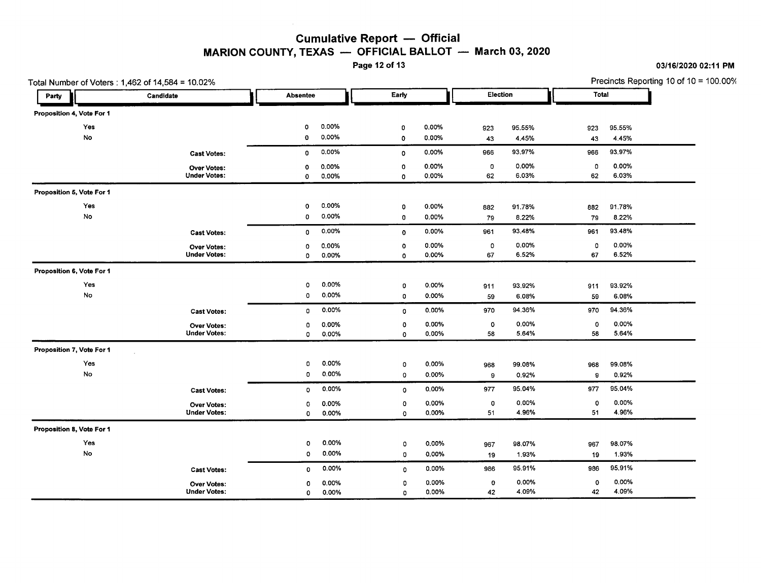# Cumulative Report — Official

## MARION COUNTY, TEXAS — OFFICIAL BALLOT — March 03, 2020

03/16/2020 02:11 PM

Total Number of Voters : 1,462 of 14,584 = 10.02%

Precincts Reporting 10 of 10 = 100.00%

| Party | Candidate | Absentee | | Early | | Election | | Total | |
|---|---|---|---|---|---|---|---|---|---|
| **Proposition 4, Vote For 1** | | | | | | | | | |
| Yes | | 0 | 0.00% | 0 | 0.00% | 923 | 95.55% | 923 | 95.55% |
| No | | 0 | 0.00% | 0 | 0.00% | 43 | 4.45% | 43 | 4.45% |
| | **Cast Votes:** | 0 | 0.00% | 0 | 0.00% | 966 | 93.97% | 966 | 93.97% |
| | **Over Votes:** | 0 | 0.00% | 0 | 0.00% | 0 | 0.00% | 0 | 0.00% |
| | **Under Votes:** | 0 | 0.00% | 0 | 0.00% | 62 | 6.03% | 62 | 6.03% |
| **Proposition 5, Vote For 1** | | | | | | | | | |
| Yes | | 0 | 0.00% | 0 | 0.00% | 882 | 91.78% | 882 | 91.78% |
| No | | 0 | 0.00% | 0 | 0.00% | 79 | 8.22% | 79 | 8.22% |
| | **Cast Votes:** | 0 | 0.00% | 0 | 0.00% | 961 | 93.48% | 961 | 93.48% |
| | **Over Votes:** | 0 | 0.00% | 0 | 0.00% | 0 | 0.00% | 0 | 0.00% |
| | **Under Votes:** | 0 | 0.00% | 0 | 0.00% | 67 | 6.52% | 67 | 6.52% |
| **Proposition 6, Vote For 1** | | | | | | | | | |
| Yes | | 0 | 0.00% | 0 | 0.00% | 911 | 93.92% | 911 | 93.92% |
| No | | 0 | 0.00% | 0 | 0.00% | 59 | 6.08% | 59 | 6.08% |
| | **Cast Votes:** | 0 | 0.00% | 0 | 0.00% | 970 | 94.36% | 970 | 94.36% |
| | **Over Votes:** | 0 | 0.00% | 0 | 0.00% | 0 | 0.00% | 0 | 0.00% |
| | **Under Votes:** | 0 | 0.00% | 0 | 0.00% | 58 | 5.64% | 58 | 5.64% |
| **Proposition 7, Vote For 1** | | | | | | | | | |
| Yes | | 0 | 0.00% | 0 | 0.00% | 968 | 99.08% | 968 | 99.08% |
| No | | 0 | 0.00% | 0 | 0.00% | 9 | 0.92% | 9 | 0.92% |
| | **Cast Votes:** | 0 | 0.00% | 0 | 0.00% | 977 | 95.04% | 977 | 95.04% |
| | **Over Votes:** | 0 | 0.00% | 0 | 0.00% | 0 | 0.00% | 0 | 0.00% |
| | **Under Votes:** | 0 | 0.00% | 0 | 0.00% | 51 | 4.96% | 51 | 4.96% |
| **Proposition 8, Vote For 1** | | | | | | | | | |
| Yes | | 0 | 0.00% | 0 | 0.00% | 967 | 98.07% | 967 | 98.07% |
| No | | 0 | 0.00% | 0 | 0.00% | 19 | 1.93% | 19 | 1.93% |
| | **Cast Votes:** | 0 | 0.00% | 0 | 0.00% | 986 | 95.91% | 986 | 95.91% |
| | **Over Votes:** | 0 | 0.00% | 0 | 0.00% | 0 | 0.00% | 0 | 0.00% |
| | **Under Votes:** | 0 | 0.00% | 0 | 0.00% | 42 | 4.09% | 42 | 4.09% |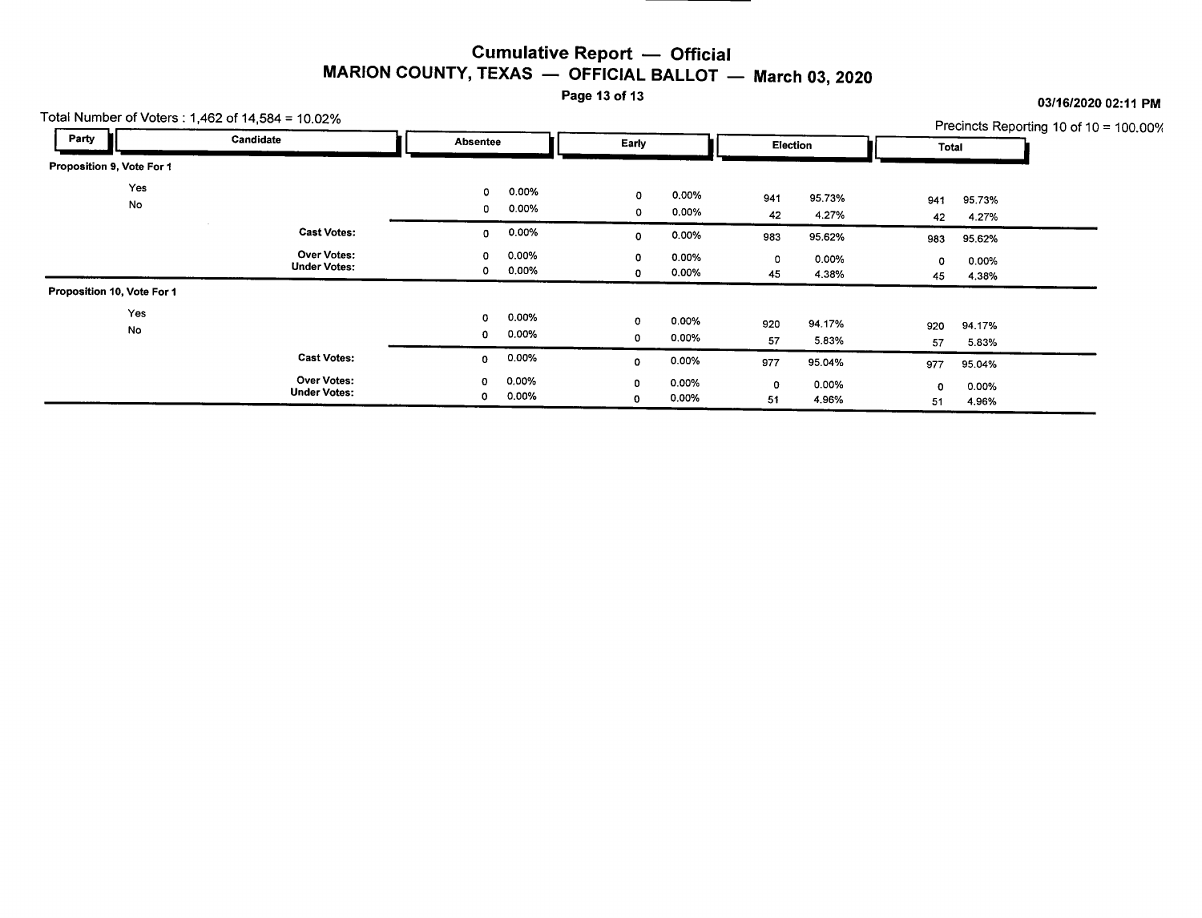# Cumulative Report — Official
## MARION COUNTY, TEXAS — OFFICIAL BALLOT — March 03, 2020

03/16/2020 02:11 PM

Total Number of Voters : 1,462 of 14,584 = 10.02%

Precincts Reporting 10 of 10 = 100.00%

| Party | Candidate | Absentee | | Early | | Election | | Total | |
|---|---|---|---|---|---|---|---|---|---|
| **Proposition 9, Vote For 1** | | | | | | | | | |
| Yes | | 0 | 0.00% | 0 | 0.00% | 941 | 95.73% | 941 | 95.73% |
| No | | 0 | 0.00% | 0 | 0.00% | 42 | 4.27% | 42 | 4.27% |
| | **Cast Votes:** | 0 | 0.00% | 0 | 0.00% | 983 | 95.62% | 983 | 95.62% |
| | **Over Votes:** | 0 | 0.00% | 0 | 0.00% | 0 | 0.00% | 0 | 0.00% |
| | **Under Votes:** | 0 | 0.00% | 0 | 0.00% | 45 | 4.38% | 45 | 4.38% |
| **Proposition 10, Vote For 1** | | | | | | | | | |
| Yes | | 0 | 0.00% | 0 | 0.00% | 920 | 94.17% | 920 | 94.17% |
| No | | 0 | 0.00% | 0 | 0.00% | 57 | 5.83% | 57 | 5.83% |
| | **Cast Votes:** | 0 | 0.00% | 0 | 0.00% | 977 | 95.04% | 977 | 95.04% |
| | **Over Votes:** | 0 | 0.00% | 0 | 0.00% | 0 | 0.00% | 0 | 0.00% |
| | **Under Votes:** | 0 | 0.00% | 0 | 0.00% | 51 | 4.96% | 51 | 4.96% |